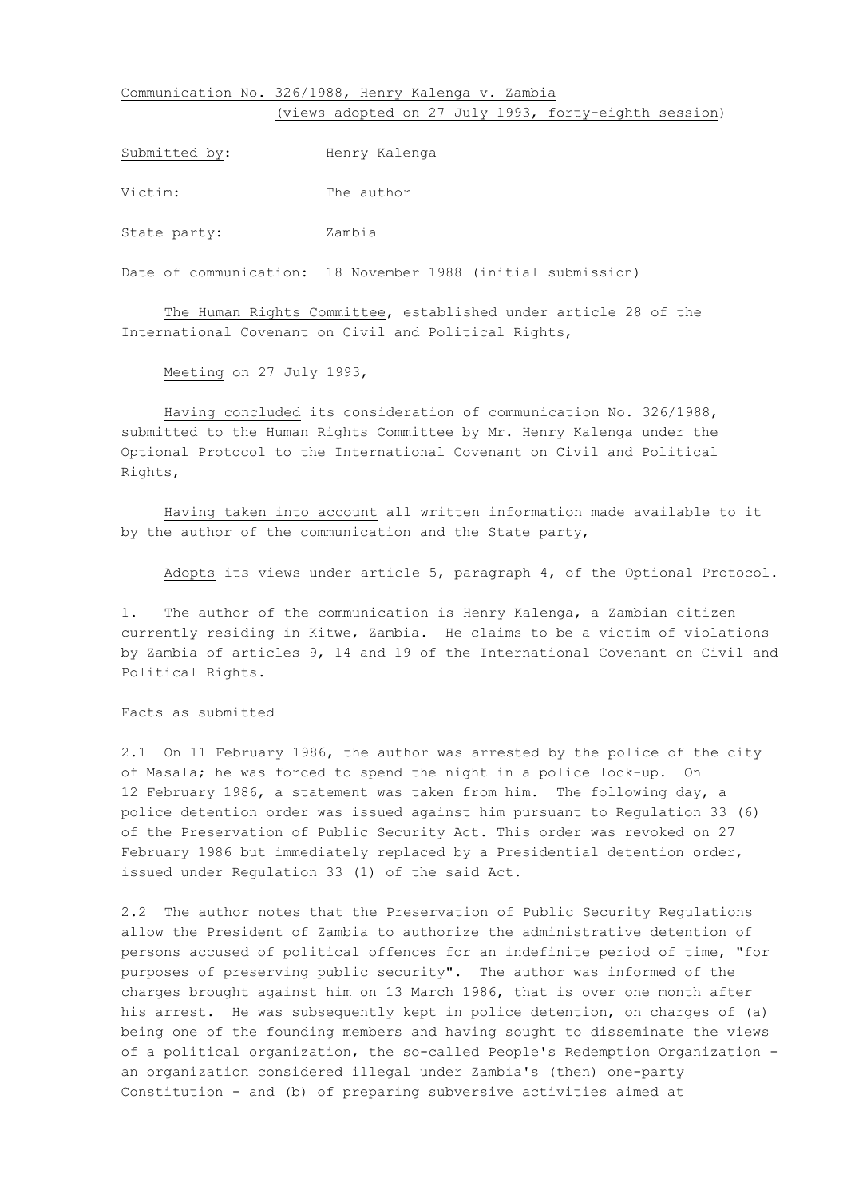Communication No. 326/1988, Henry Kalenga v. Zambia
(views adopted on 27 July 1993, forty-eighth session)

Submitted by: Henry Kalenga

Victim: The author

State party: Zambia

Date of communication: 18 November 1988 (initial submission)

The Human Rights Committee, established under article 28 of the International Covenant on Civil and Political Rights,

Meeting on 27 July 1993,

Having concluded its consideration of communication No. 326/1988, submitted to the Human Rights Committee by Mr. Henry Kalenga under the Optional Protocol to the International Covenant on Civil and Political Rights,

Having taken into account all written information made available to it by the author of the communication and the State party,

Adopts its views under article 5, paragraph 4, of the Optional Protocol.

1. The author of the communication is Henry Kalenga, a Zambian citizen currently residing in Kitwe, Zambia. He claims to be a victim of violations by Zambia of articles 9, 14 and 19 of the International Covenant on Civil and Political Rights.

## Facts as submitted

2.1 On 11 February 1986, the author was arrested by the police of the city of Masala; he was forced to spend the night in a police lock-up. On 12 February 1986, a statement was taken from him. The following day, a police detention order was issued against him pursuant to Regulation 33 (6) of the Preservation of Public Security Act. This order was revoked on 27 February 1986 but immediately replaced by a Presidential detention order, issued under Regulation 33 (1) of the said Act.

2.2 The author notes that the Preservation of Public Security Regulations allow the President of Zambia to authorize the administrative detention of persons accused of political offences for an indefinite period of time, "for purposes of preserving public security". The author was informed of the charges brought against him on 13 March 1986, that is over one month after his arrest. He was subsequently kept in police detention, on charges of (a) being one of the founding members and having sought to disseminate the views of a political organization, the so-called People's Redemption Organization - an organization considered illegal under Zambia's (then) one-party Constitution - and (b) of preparing subversive activities aimed at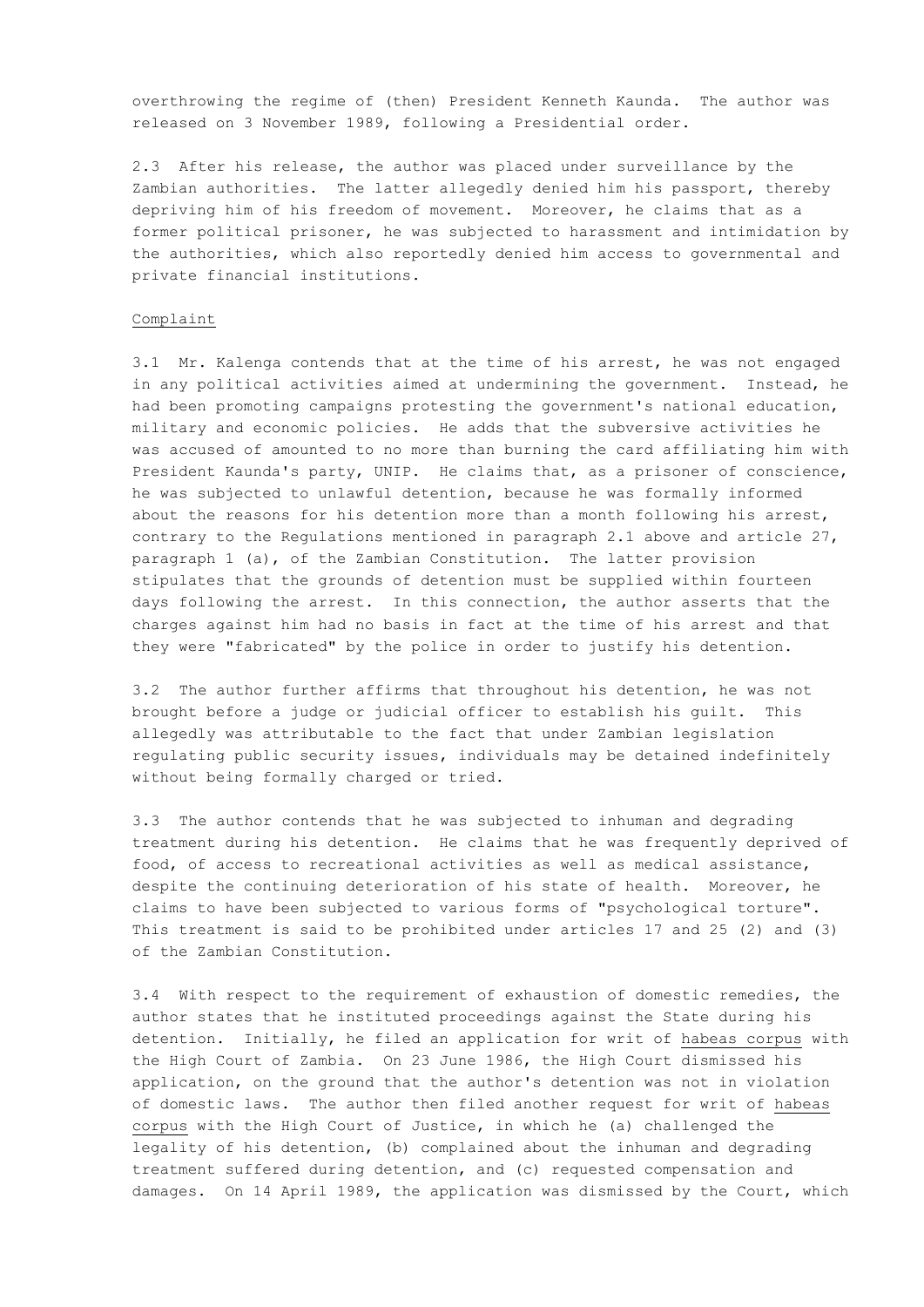overthrowing the regime of (then) President Kenneth Kaunda. The author was released on 3 November 1989, following a Presidential order.

2.3 After his release, the author was placed under surveillance by the Zambian authorities. The latter allegedly denied him his passport, thereby depriving him of his freedom of movement. Moreover, he claims that as a former political prisoner, he was subjected to harassment and intimidation by the authorities, which also reportedly denied him access to governmental and private financial institutions.

## Complaint

3.1 Mr. Kalenga contends that at the time of his arrest, he was not engaged in any political activities aimed at undermining the government. Instead, he had been promoting campaigns protesting the government's national education, military and economic policies. He adds that the subversive activities he was accused of amounted to no more than burning the card affiliating him with President Kaunda's party, UNIP. He claims that, as a prisoner of conscience, he was subjected to unlawful detention, because he was formally informed about the reasons for his detention more than a month following his arrest, contrary to the Regulations mentioned in paragraph 2.1 above and article 27, paragraph 1 (a), of the Zambian Constitution. The latter provision stipulates that the grounds of detention must be supplied within fourteen days following the arrest. In this connection, the author asserts that the charges against him had no basis in fact at the time of his arrest and that they were "fabricated" by the police in order to justify his detention.

3.2 The author further affirms that throughout his detention, he was not brought before a judge or judicial officer to establish his guilt. This allegedly was attributable to the fact that under Zambian legislation regulating public security issues, individuals may be detained indefinitely without being formally charged or tried.

3.3 The author contends that he was subjected to inhuman and degrading treatment during his detention. He claims that he was frequently deprived of food, of access to recreational activities as well as medical assistance, despite the continuing deterioration of his state of health. Moreover, he claims to have been subjected to various forms of "psychological torture". This treatment is said to be prohibited under articles 17 and 25 (2) and (3) of the Zambian Constitution.

3.4 With respect to the requirement of exhaustion of domestic remedies, the author states that he instituted proceedings against the State during his detention. Initially, he filed an application for writ of habeas corpus with the High Court of Zambia. On 23 June 1986, the High Court dismissed his application, on the ground that the author's detention was not in violation of domestic laws. The author then filed another request for writ of habeas corpus with the High Court of Justice, in which he (a) challenged the legality of his detention, (b) complained about the inhuman and degrading treatment suffered during detention, and (c) requested compensation and damages. On 14 April 1989, the application was dismissed by the Court, which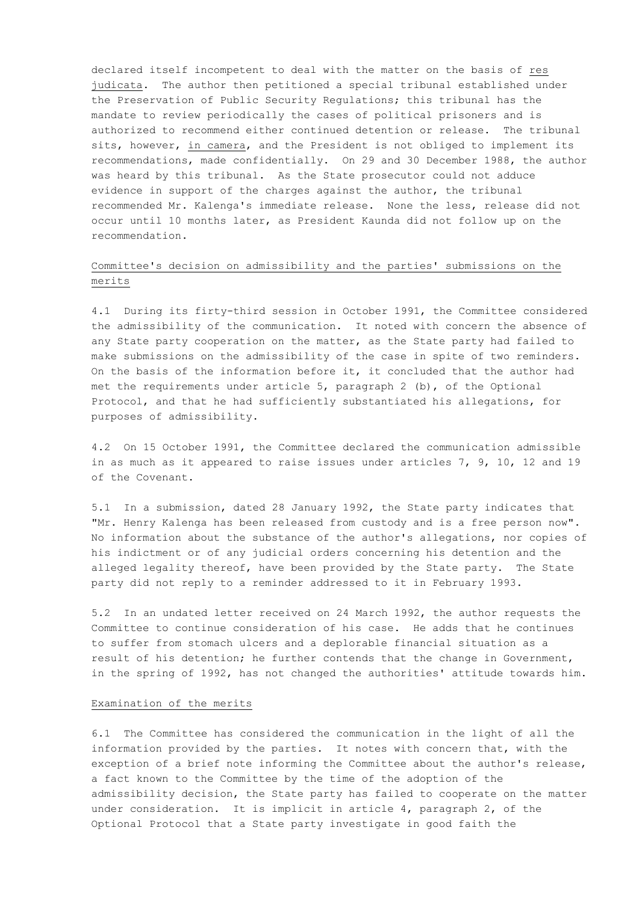declared itself incompetent to deal with the matter on the basis of *res judicata*. The author then petitioned a special tribunal established under the Preservation of Public Security Regulations; this tribunal has the mandate to review periodically the cases of political prisoners and is authorized to recommend either continued detention or release. The tribunal sits, however, *in camera*, and the President is not obliged to implement its recommendations, made confidentially. On 29 and 30 December 1988, the author was heard by this tribunal. As the State prosecutor could not adduce evidence in support of the charges against the author, the tribunal recommended Mr. Kalenga's immediate release. None the less, release did not occur until 10 months later, as President Kaunda did not follow up on the recommendation.

## Committee's decision on admissibility and the parties' submissions on the merits

4.1 During its fifty-third session in October 1991, the Committee considered the admissibility of the communication. It noted with concern the absence of any State party cooperation on the matter, as the State party had failed to make submissions on the admissibility of the case in spite of two reminders. On the basis of the information before it, it concluded that the author had met the requirements under article 5, paragraph 2 (b), of the Optional Protocol, and that he had sufficiently substantiated his allegations, for purposes of admissibility.

4.2 On 15 October 1991, the Committee declared the communication admissible in as much as it appeared to raise issues under articles 7, 9, 10, 12 and 19 of the Covenant.

5.1 In a submission, dated 28 January 1992, the State party indicates that "Mr. Henry Kalenga has been released from custody and is a free person now". No information about the substance of the author's allegations, nor copies of his indictment or of any judicial orders concerning his detention and the alleged legality thereof, have been provided by the State party. The State party did not reply to a reminder addressed to it in February 1993.

5.2 In an undated letter received on 24 March 1992, the author requests the Committee to continue consideration of his case. He adds that he continues to suffer from stomach ulcers and a deplorable financial situation as a result of his detention; he further contends that the change in Government, in the spring of 1992, has not changed the authorities' attitude towards him.

## Examination of the merits

6.1 The Committee has considered the communication in the light of all the information provided by the parties. It notes with concern that, with the exception of a brief note informing the Committee about the author's release, a fact known to the Committee by the time of the adoption of the admissibility decision, the State party has failed to cooperate on the matter under consideration. It is implicit in article 4, paragraph 2, of the Optional Protocol that a State party investigate in good faith the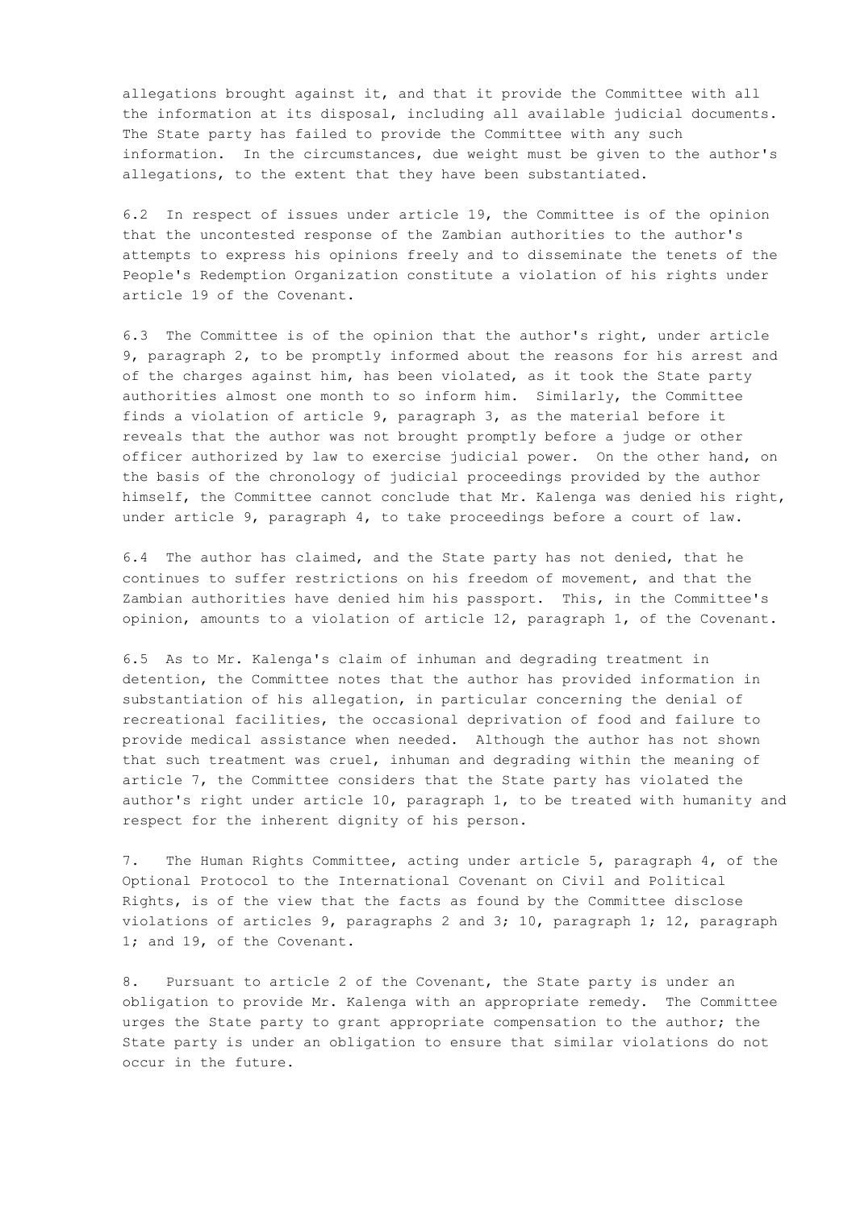allegations brought against it, and that it provide the Committee with all the information at its disposal, including all available judicial documents. The State party has failed to provide the Committee with any such information. In the circumstances, due weight must be given to the author's allegations, to the extent that they have been substantiated.

6.2 In respect of issues under article 19, the Committee is of the opinion that the uncontested response of the Zambian authorities to the author's attempts to express his opinions freely and to disseminate the tenets of the People's Redemption Organization constitute a violation of his rights under article 19 of the Covenant.

6.3 The Committee is of the opinion that the author's right, under article 9, paragraph 2, to be promptly informed about the reasons for his arrest and of the charges against him, has been violated, as it took the State party authorities almost one month to so inform him. Similarly, the Committee finds a violation of article 9, paragraph 3, as the material before it reveals that the author was not brought promptly before a judge or other officer authorized by law to exercise judicial power. On the other hand, on the basis of the chronology of judicial proceedings provided by the author himself, the Committee cannot conclude that Mr. Kalenga was denied his right, under article 9, paragraph 4, to take proceedings before a court of law.

6.4 The author has claimed, and the State party has not denied, that he continues to suffer restrictions on his freedom of movement, and that the Zambian authorities have denied him his passport. This, in the Committee's opinion, amounts to a violation of article 12, paragraph 1, of the Covenant.

6.5 As to Mr. Kalenga's claim of inhuman and degrading treatment in detention, the Committee notes that the author has provided information in substantiation of his allegation, in particular concerning the denial of recreational facilities, the occasional deprivation of food and failure to provide medical assistance when needed. Although the author has not shown that such treatment was cruel, inhuman and degrading within the meaning of article 7, the Committee considers that the State party has violated the author's right under article 10, paragraph 1, to be treated with humanity and respect for the inherent dignity of his person.

7. The Human Rights Committee, acting under article 5, paragraph 4, of the Optional Protocol to the International Covenant on Civil and Political Rights, is of the view that the facts as found by the Committee disclose violations of articles 9, paragraphs 2 and 3; 10, paragraph 1; 12, paragraph 1; and 19, of the Covenant.

8. Pursuant to article 2 of the Covenant, the State party is under an obligation to provide Mr. Kalenga with an appropriate remedy. The Committee urges the State party to grant appropriate compensation to the author; the State party is under an obligation to ensure that similar violations do not occur in the future.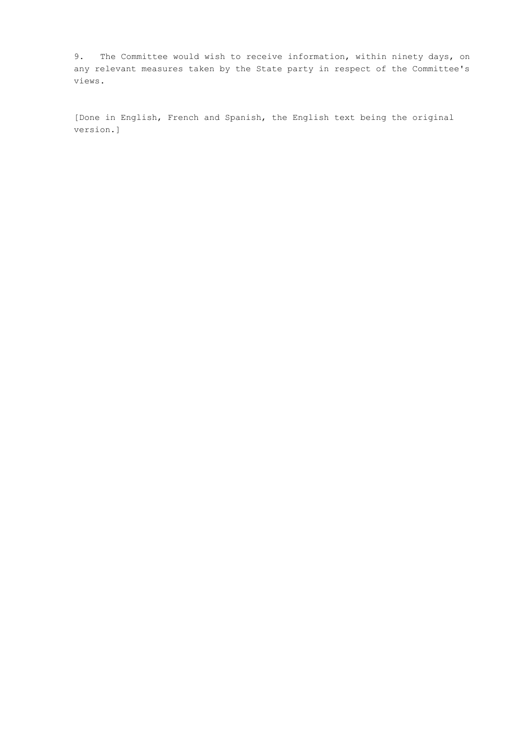9. The Committee would wish to receive information, within ninety days, on any relevant measures taken by the State party in respect of the Committee's views.

[Done in English, French and Spanish, the English text being the original version.]